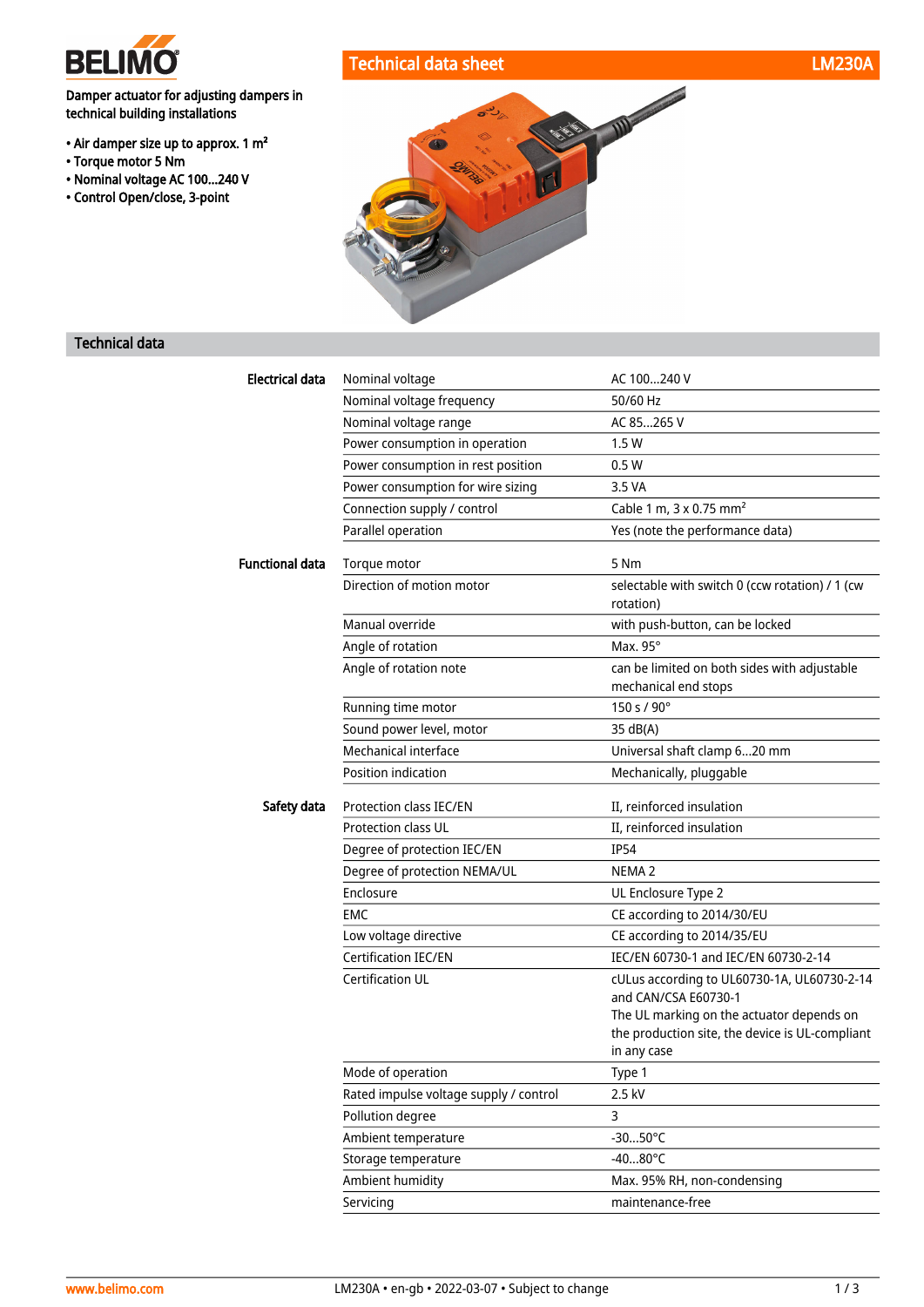# BELIMO

## Technical data sheet — LM230A

**Damper actuator for adjusting dampers in technical building installations**

- Air damper size up to approx. 1 m²
- Torque motor 5 Nm
- Nominal voltage AC 100...240 V
- Control Open/close, 3-point

## Technical data

| | | |
|---|---|---|
| **Electrical data** | Nominal voltage | AC 100...240 V |
| | Nominal voltage frequency | 50/60 Hz |
| | Nominal voltage range | AC 85...265 V |
| | Power consumption in operation | 1.5 W |
| | Power consumption in rest position | 0.5 W |
| | Power consumption for wire sizing | 3.5 VA |
| | Connection supply / control | Cable 1 m, 3 x 0.75 mm² |
| | Parallel operation | Yes (note the performance data) |
| **Functional data** | Torque motor | 5 Nm |
| | Direction of motion motor | selectable with switch 0 (ccw rotation) / 1 (cw rotation) |
| | Manual override | with push-button, can be locked |
| | Angle of rotation | Max. 95° |
| | Angle of rotation note | can be limited on both sides with adjustable mechanical end stops |
| | Running time motor | 150 s / 90° |
| | Sound power level, motor | 35 dB(A) |
| | Mechanical interface | Universal shaft clamp 6...20 mm |
| | Position indication | Mechanically, pluggable |
| **Safety data** | Protection class IEC/EN | II, reinforced insulation |
| | Protection class UL | II, reinforced insulation |
| | Degree of protection IEC/EN | IP54 |
| | Degree of protection NEMA/UL | NEMA 2 |
| | Enclosure | UL Enclosure Type 2 |
| | EMC | CE according to 2014/30/EU |
| | Low voltage directive | CE according to 2014/35/EU |
| | Certification IEC/EN | IEC/EN 60730-1 and IEC/EN 60730-2-14 |
| | Certification UL | cULus according to UL60730-1A, UL60730-2-14 and CAN/CSA E60730-1<br>The UL marking on the actuator depends on the production site, the device is UL-compliant in any case |
| | Mode of operation | Type 1 |
| | Rated impulse voltage supply / control | 2.5 kV |
| | Pollution degree | 3 |
| | Ambient temperature | -30...50°C |
| | Storage temperature | -40...80°C |
| | Ambient humidity | Max. 95% RH, non-condensing |
| | Servicing | maintenance-free |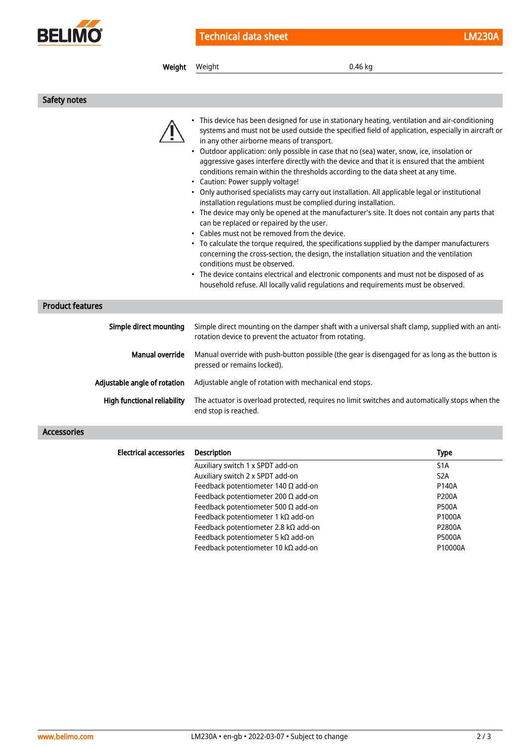| Weight | | |
|---|---|---|
| Weight | Weight | 0.46 kg |

## Safety notes

- This device has been designed for use in stationary heating, ventilation and air-conditioning systems and must not be used outside the specified field of application, especially in aircraft or in any other airborne means of transport.
- Outdoor application: only possible in case that no (sea) water, snow, ice, insolation or aggressive gases interfere directly with the device and that it is ensured that the ambient conditions remain within the thresholds according to the data sheet at any time.
- Caution: Power supply voltage!
- Only authorised specialists may carry out installation. All applicable legal or institutional installation regulations must be complied during installation.
- The device may only be opened at the manufacturer's site. It does not contain any parts that can be replaced or repaired by the user.
- Cables must not be removed from the device.
- To calculate the torque required, the specifications supplied by the damper manufacturers concerning the cross-section, the design, the installation situation and the ventilation conditions must be observed.
- The device contains electrical and electronic components and must not be disposed of as household refuse. All locally valid regulations and requirements must be observed.

## Product features

**Simple direct mounting** Simple direct mounting on the damper shaft with a universal shaft clamp, supplied with an anti-rotation device to prevent the actuator from rotating.

**Manual override** Manual override with push-button possible (the gear is disengaged for as long as the button is pressed or remains locked).

**Adjustable angle of rotation** Adjustable angle of rotation with mechanical end stops.

**High functional reliability** The actuator is overload protected, requires no limit switches and automatically stops when the end stop is reached.

## Accessories

**Electrical accessories**

| Description | Type |
|---|---|
| Auxiliary switch 1 x SPDT add-on | S1A |
| Auxiliary switch 2 x SPDT add-on | S2A |
| Feedback potentiometer 140 Ω add-on | P140A |
| Feedback potentiometer 200 Ω add-on | P200A |
| Feedback potentiometer 500 Ω add-on | P500A |
| Feedback potentiometer 1 kΩ add-on | P1000A |
| Feedback potentiometer 2.8 kΩ add-on | P2800A |
| Feedback potentiometer 5 kΩ add-on | P5000A |
| Feedback potentiometer 10 kΩ add-on | P10000A |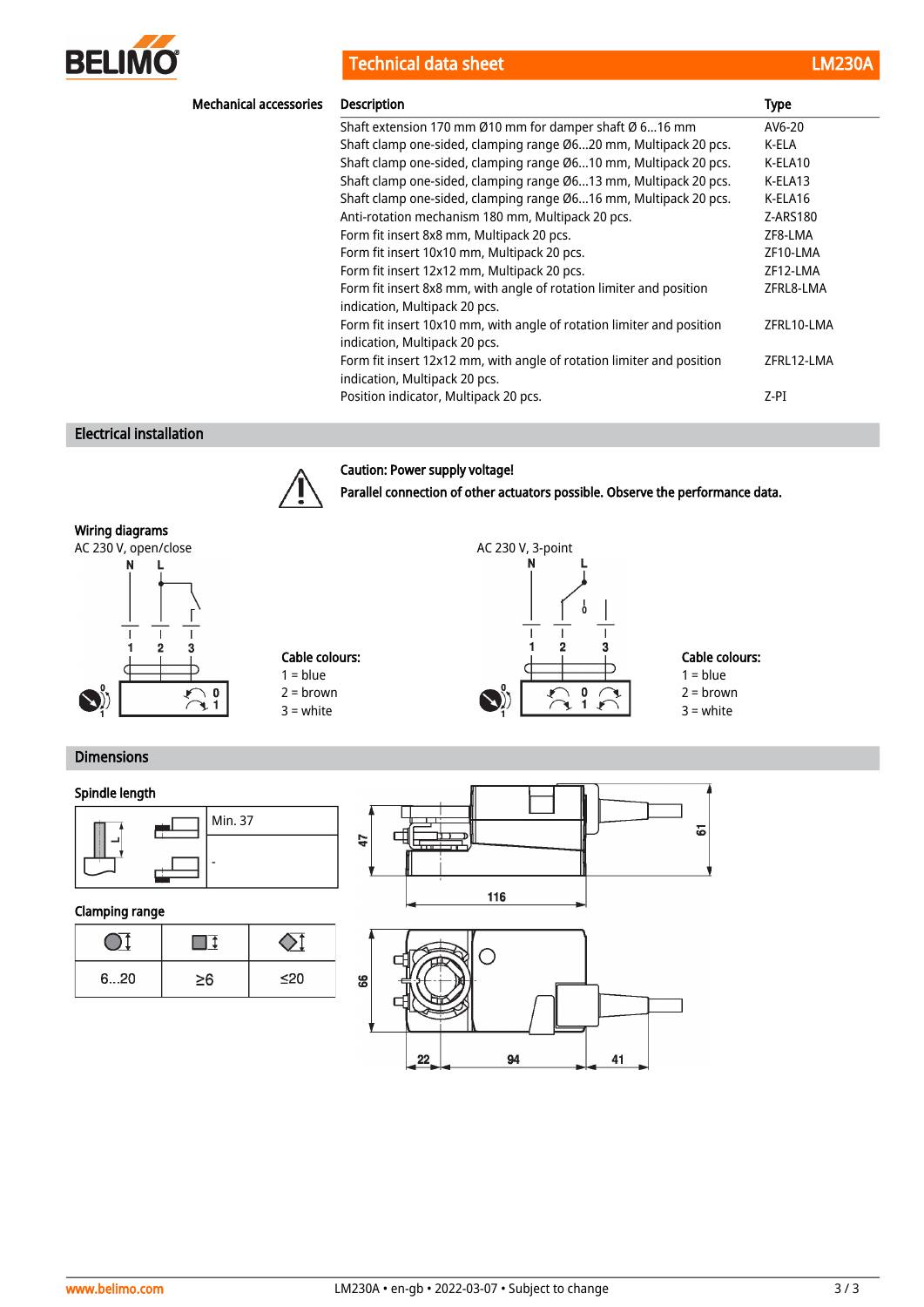### Mechanical accessories

| Description | Type |
|---|---|
| Shaft extension 170 mm Ø10 mm for damper shaft Ø 6...16 mm | AV6-20 |
| Shaft clamp one-sided, clamping range Ø6...20 mm, Multipack 20 pcs. | K-ELA |
| Shaft clamp one-sided, clamping range Ø6...10 mm, Multipack 20 pcs. | K-ELA10 |
| Shaft clamp one-sided, clamping range Ø6...13 mm, Multipack 20 pcs. | K-ELA13 |
| Shaft clamp one-sided, clamping range Ø6...16 mm, Multipack 20 pcs. | K-ELA16 |
| Anti-rotation mechanism 180 mm, Multipack 20 pcs. | Z-ARS180 |
| Form fit insert 8x8 mm, Multipack 20 pcs. | ZF8-LMA |
| Form fit insert 10x10 mm, Multipack 20 pcs. | ZF10-LMA |
| Form fit insert 12x12 mm, Multipack 20 pcs. | ZF12-LMA |
| Form fit insert 8x8 mm, with angle of rotation limiter and position indication, Multipack 20 pcs. | ZFRL8-LMA |
| Form fit insert 10x10 mm, with angle of rotation limiter and position indication, Multipack 20 pcs. | ZFRL10-LMA |
| Form fit insert 12x12 mm, with angle of rotation limiter and position indication, Multipack 20 pcs. | ZFRL12-LMA |
| Position indicator, Multipack 20 pcs. | Z-PI |

## Electrical installation

**Caution: Power supply voltage!**

**Parallel connection of other actuators possible. Observe the performance data.**

### Wiring diagrams

AC 230 V, open/close

N L

1 2 3

0 1

**Cable colours:**
1 = blue
2 = brown
3 = white

AC 230 V, 3-point

N L

1 2 3

0 1

**Cable colours:**
1 = blue
2 = brown
3 = white

## Dimensions

### Spindle length

| | |
|---|---|
| (shaft through) | Min. 37 |
| (shaft end) | - |

### Clamping range

| ○ | □ | ◇ |
|---|---|---|
| 6...20 | ≥6 | ≤20 |

47

61

116

66

22

94

41